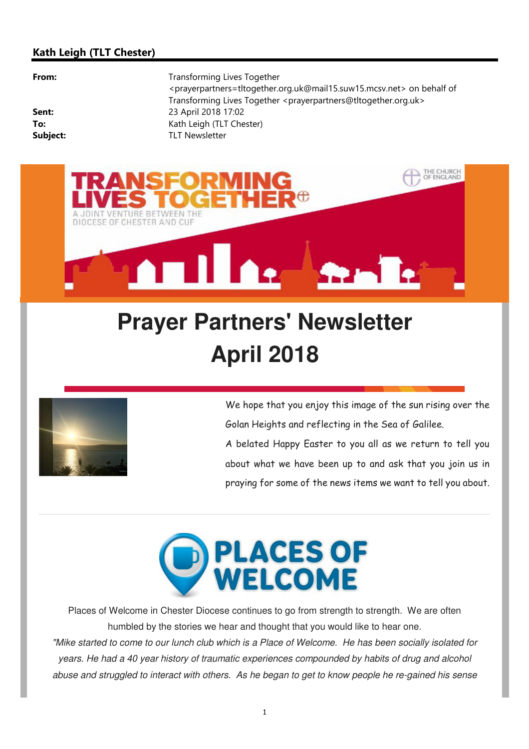## Kath Leigh (TLT Chester)

**From:** Transforming Lives Together <prayerpartners=tltogether.org.uk@mail15.suw15.mcsv.net> on behalf of Transforming Lives Together <prayerpartners@tltogether.org.uk>
**Sent:** 23 April 2018 17:02
**To:** Kath Leigh (TLT Chester)
**Subject:** TLT Newsletter

TRANSFORMING LIVES TOGETHER
A JOINT VENTURE BETWEEN THE DIOCESE OF CHESTER AND CUF

THE CHURCH OF ENGLAND

# Prayer Partners' Newsletter April 2018

We hope that you enjoy this image of the sun rising over the Golan Heights and reflecting in the Sea of Galilee.

A belated Happy Easter to you all as we return to tell you about what we have been up to and ask that you join us in praying for some of the news items we want to tell you about.

## PLACES OF WELCOME

Places of Welcome in Chester Diocese continues to go from strength to strength. We are often humbled by the stories we hear and thought that you would like to hear one.

*"Mike started to come to our lunch club which is a Place of Welcome. He has been socially isolated for years. He had a 40 year history of traumatic experiences compounded by habits of drug and alcohol abuse and struggled to interact with others. As he began to get to know people he re-gained his sense*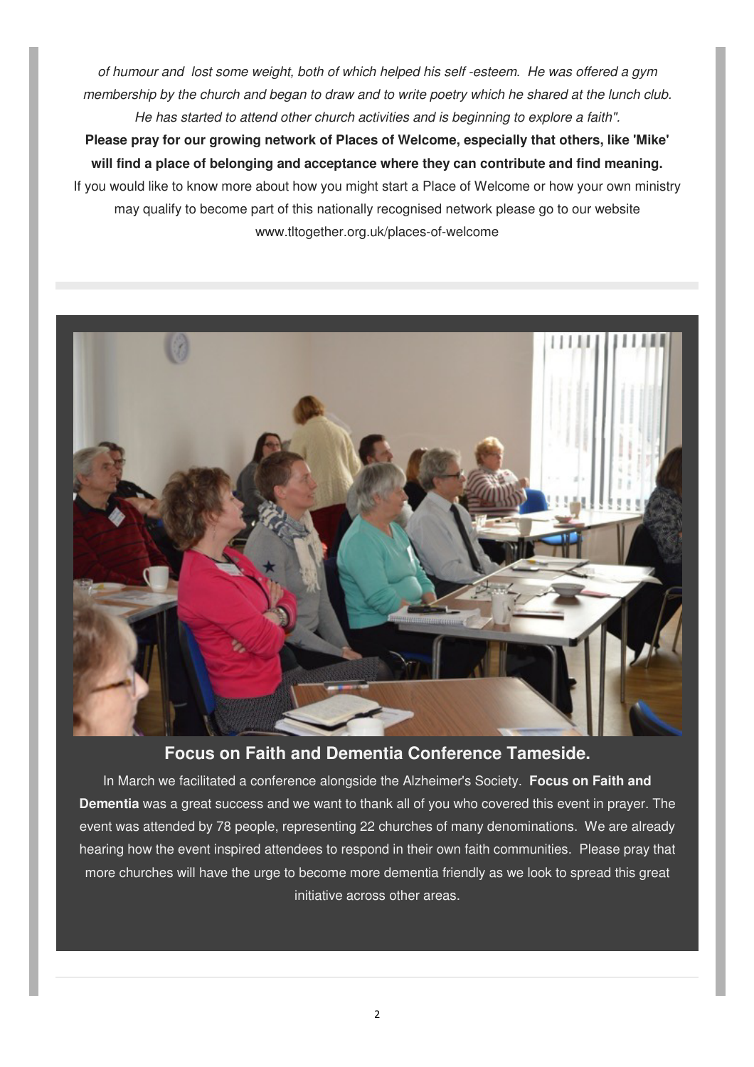*of humour and lost some weight, both of which helped his self -esteem. He was offered a gym membership by the church and began to draw and to write poetry which he shared at the lunch club. He has started to attend other church activities and is beginning to explore a faith".*

**Please pray for our growing network of Places of Welcome, especially that others, like 'Mike' will find a place of belonging and acceptance where they can contribute and find meaning.**

If you would like to know more about how you might start a Place of Welcome or how your own ministry may qualify to become part of this nationally recognised network please go to our website www.tltogether.org.uk/places-of-welcome

## Focus on Faith and Dementia Conference Tameside.

In March we facilitated a conference alongside the Alzheimer's Society. **Focus on Faith and Dementia** was a great success and we want to thank all of you who covered this event in prayer. The event was attended by 78 people, representing 22 churches of many denominations. We are already hearing how the event inspired attendees to respond in their own faith communities. Please pray that more churches will have the urge to become more dementia friendly as we look to spread this great initiative across other areas.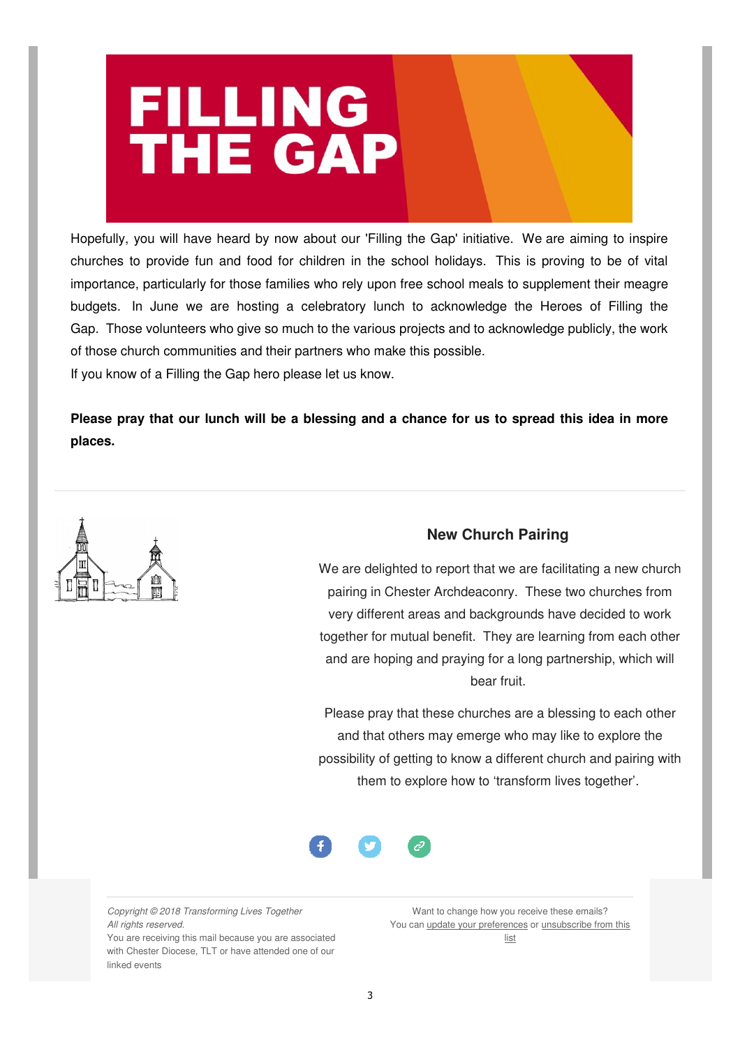# FILLING THE GAP

Hopefully, you will have heard by now about our 'Filling the Gap' initiative. We are aiming to inspire churches to provide fun and food for children in the school holidays. This is proving to be of vital importance, particularly for those families who rely upon free school meals to supplement their meagre budgets. In June we are hosting a celebratory lunch to acknowledge the Heroes of Filling the Gap. Those volunteers who give so much to the various projects and to acknowledge publicly, the work of those church communities and their partners who make this possible.

If you know of a Filling the Gap hero please let us know.

**Please pray that our lunch will be a blessing and a chance for us to spread this idea in more places.**

---

## New Church Pairing

We are delighted to report that we are facilitating a new church pairing in Chester Archdeaconry. These two churches from very different areas and backgrounds have decided to work together for mutual benefit. They are learning from each other and are hoping and praying for a long partnership, which will bear fruit.

Please pray that these churches are a blessing to each other and that others may emerge who may like to explore the possibility of getting to know a different church and pairing with them to explore how to 'transform lives together'.

---

*Copyright © 2018 Transforming Lives Together*
*All rights reserved.*
You are receiving this mail because you are associated with Chester Diocese, TLT or have attended one of our linked events

Want to change how you receive these emails?
You can update your preferences or unsubscribe from this list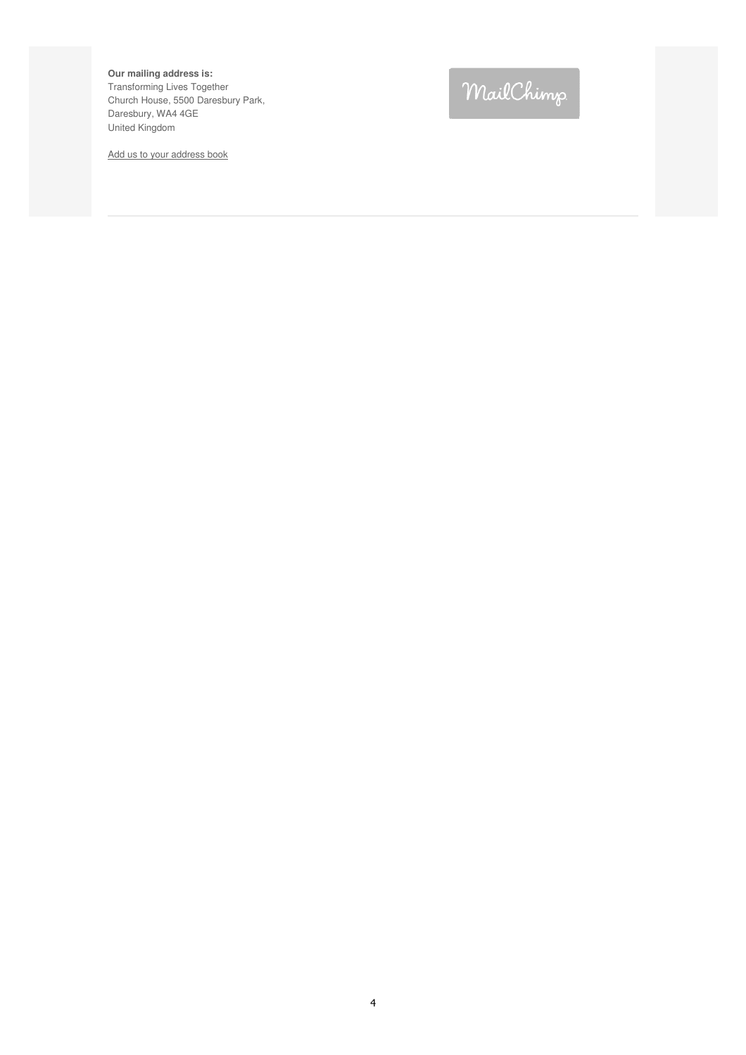**Our mailing address is:**
Transforming Lives Together
Church House, 5500 Daresbury Park,
Daresbury, WA4 4GE
United Kingdom

Add us to your address book

MailChimp